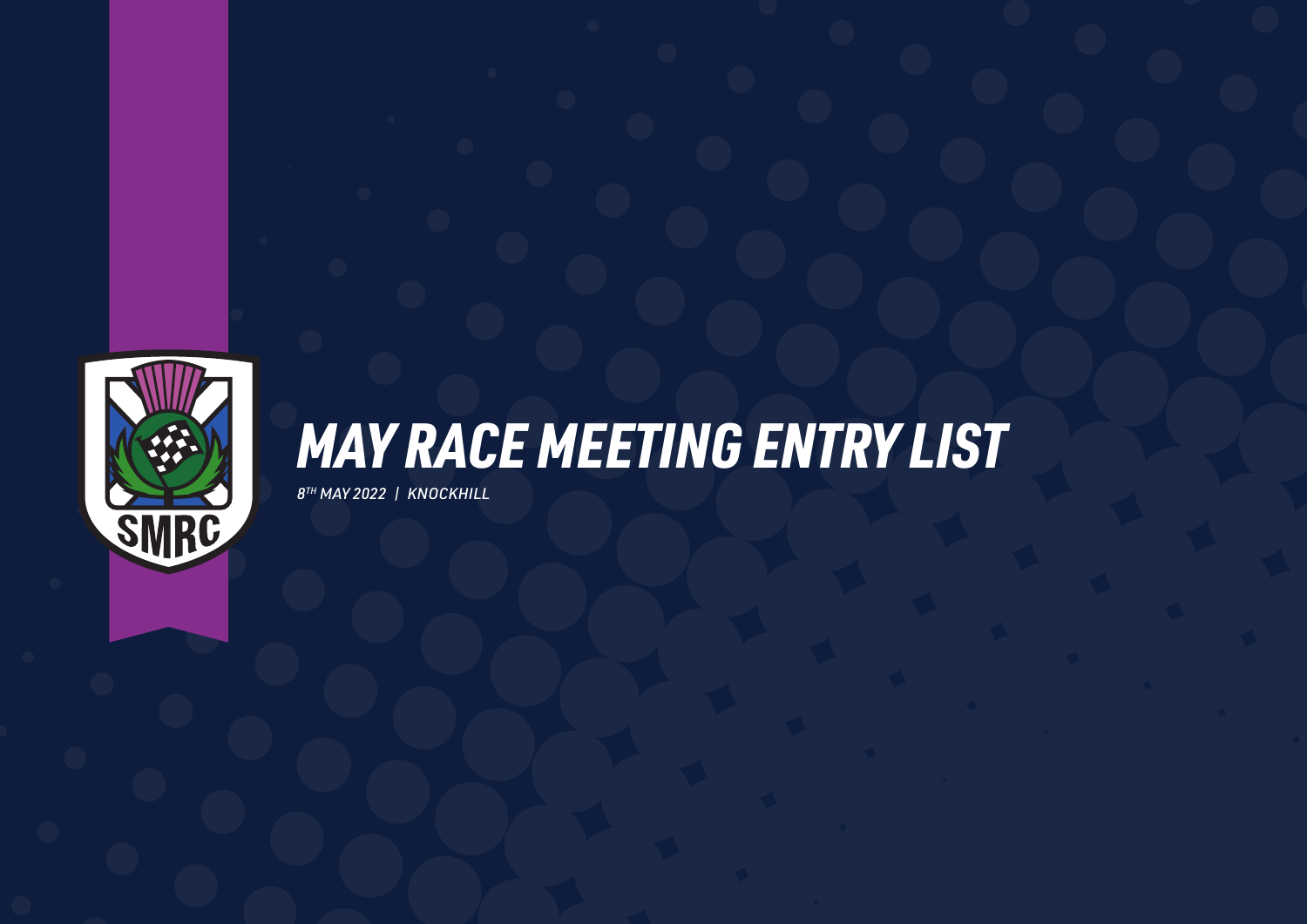# MAY RACE MEETING ENTRY LIST

*8TH MAY 2022 | KNOCKHILL*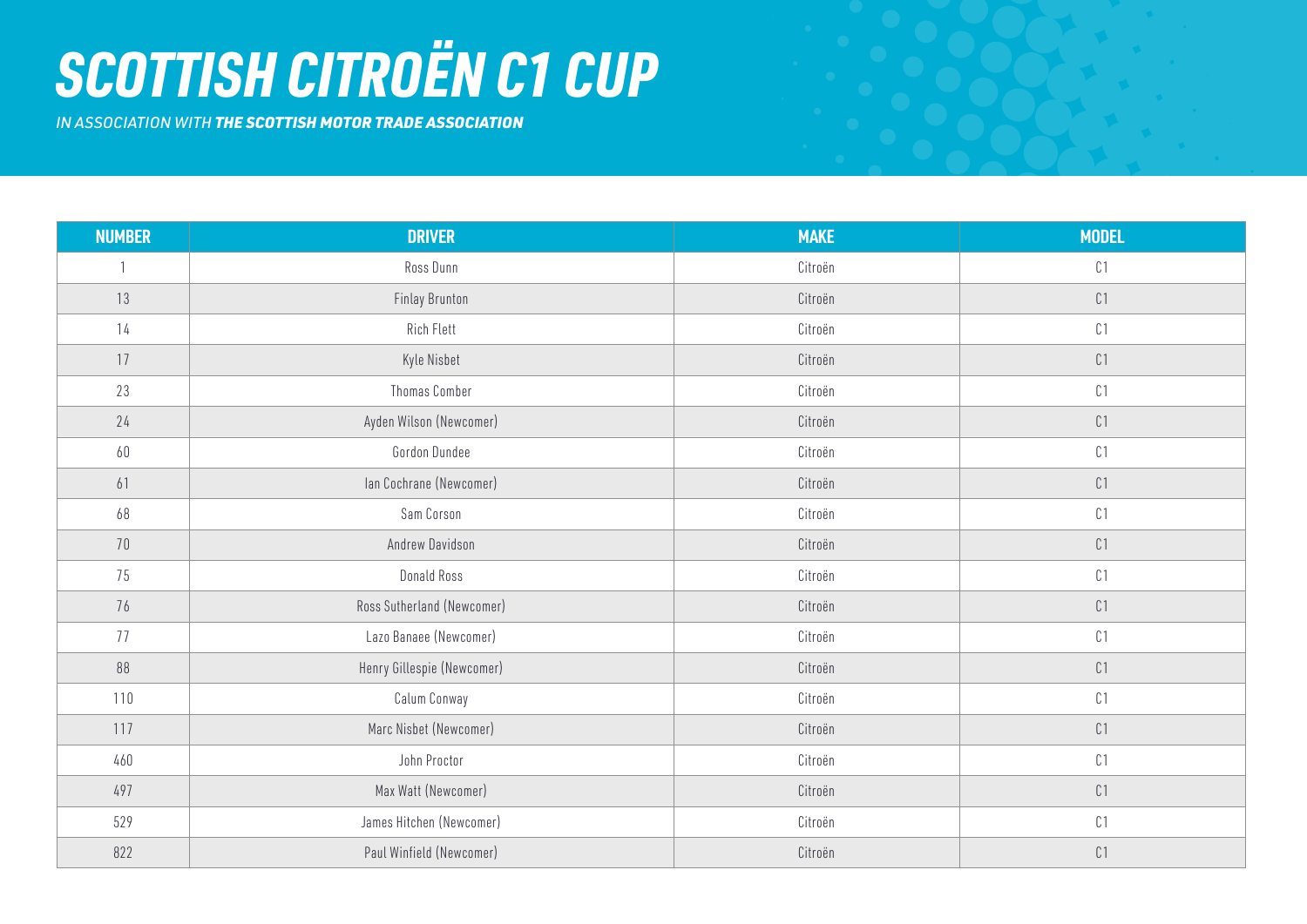# SCOTTISH CITROËN C1 CUP

*IN ASSOCIATION WITH* ***THE SCOTTISH MOTOR TRADE ASSOCIATION***

| NUMBER | DRIVER | MAKE | MODEL |
|---|---|---|---|
| 1 | Ross Dunn | Citroën | C1 |
| 13 | Finlay Brunton | Citroën | C1 |
| 14 | Rich Flett | Citroën | C1 |
| 17 | Kyle Nisbet | Citroën | C1 |
| 23 | Thomas Comber | Citroën | C1 |
| 24 | Ayden Wilson (Newcomer) | Citroën | C1 |
| 60 | Gordon Dundee | Citroën | C1 |
| 61 | Ian Cochrane (Newcomer) | Citroën | C1 |
| 68 | Sam Corson | Citroën | C1 |
| 70 | Andrew Davidson | Citroën | C1 |
| 75 | Donald Ross | Citroën | C1 |
| 76 | Ross Sutherland (Newcomer) | Citroën | C1 |
| 77 | Lazo Banaee (Newcomer) | Citroën | C1 |
| 88 | Henry Gillespie (Newcomer) | Citroën | C1 |
| 110 | Calum Conway | Citroën | C1 |
| 117 | Marc Nisbet (Newcomer) | Citroën | C1 |
| 460 | John Proctor | Citroën | C1 |
| 497 | Max Watt (Newcomer) | Citroën | C1 |
| 529 | James Hitchen (Newcomer) | Citroën | C1 |
| 822 | Paul Winfield (Newcomer) | Citroën | C1 |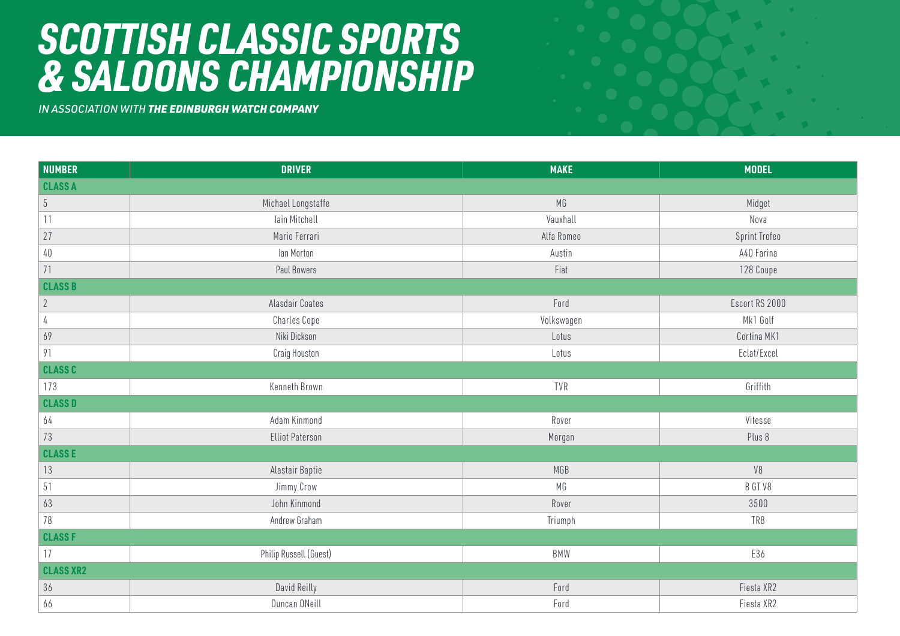# SCOTTISH CLASSIC SPORTS & SALOONS CHAMPIONSHIP

*IN ASSOCIATION WITH* ***THE EDINBURGH WATCH COMPANY***

| NUMBER | DRIVER | MAKE | MODEL |
|---|---|---|---|
| **CLASS A** | | | |
| 5 | Michael Longstaffe | MG | Midget |
| 11 | Iain Mitchell | Vauxhall | Nova |
| 27 | Mario Ferrari | Alfa Romeo | Sprint Trofeo |
| 40 | Ian Morton | Austin | A40 Farina |
| 71 | Paul Bowers | Fiat | 128 Coupe |
| **CLASS B** | | | |
| 2 | Alasdair Coates | Ford | Escort RS 2000 |
| 4 | Charles Cope | Volkswagen | Mk1 Golf |
| 69 | Niki Dickson | Lotus | Cortina MK1 |
| 91 | Craig Houston | Lotus | Eclat/Excel |
| **CLASS C** | | | |
| 173 | Kenneth Brown | TVR | Griffith |
| **CLASS D** | | | |
| 64 | Adam Kinmond | Rover | Vitesse |
| 73 | Elliot Paterson | Morgan | Plus 8 |
| **CLASS E** | | | |
| 13 | Alastair Baptie | MGB | V8 |
| 51 | Jimmy Crow | MG | B GT V8 |
| 63 | John Kinmond | Rover | 3500 |
| 78 | Andrew Graham | Triumph | TR8 |
| **CLASS F** | | | |
| 17 | Philip Russell (Guest) | BMW | E36 |
| **CLASS XR2** | | | |
| 36 | David Reilly | Ford | Fiesta XR2 |
| 66 | Duncan ONeill | Ford | Fiesta XR2 |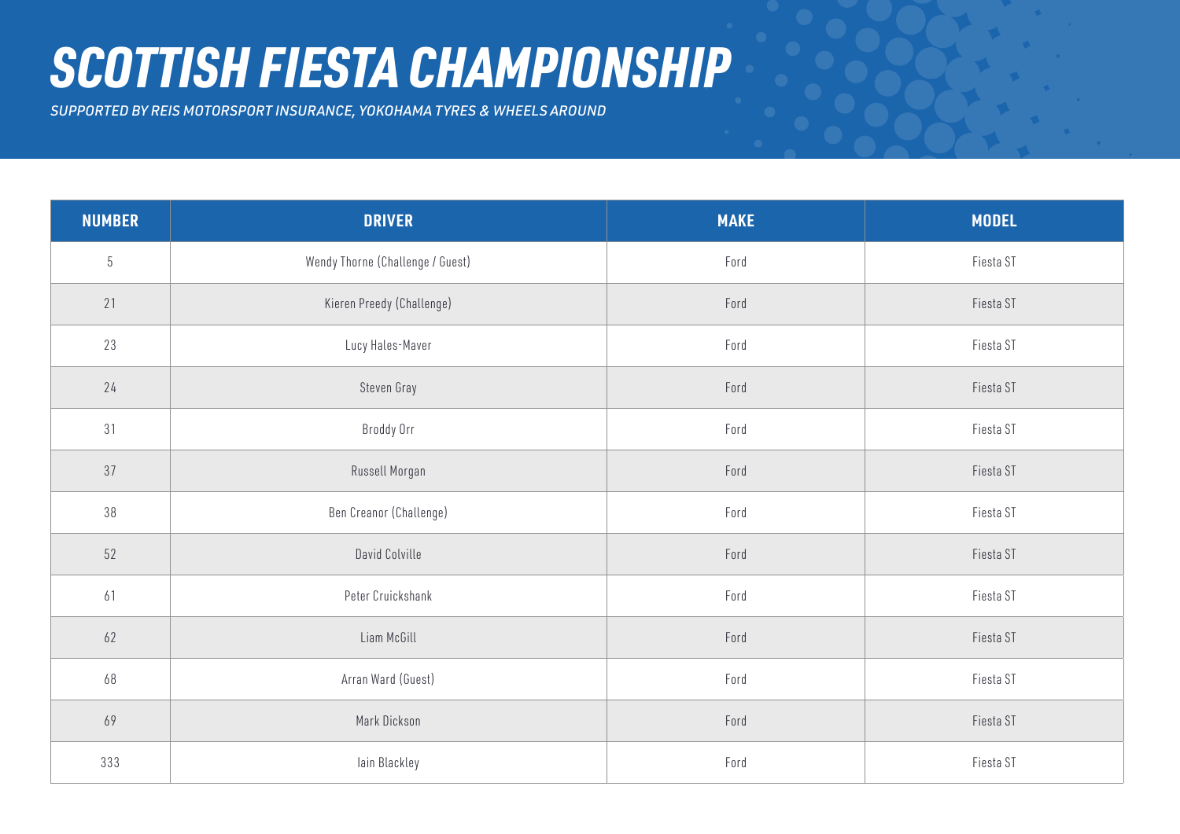# SCOTTISH FIESTA CHAMPIONSHIP

*SUPPORTED BY REIS MOTORSPORT INSURANCE, YOKOHAMA TYRES & WHEELS AROUND*

| NUMBER | DRIVER | MAKE | MODEL |
|---|---|---|---|
| 5 | Wendy Thorne (Challenge / Guest) | Ford | Fiesta ST |
| 21 | Kieren Preedy (Challenge) | Ford | Fiesta ST |
| 23 | Lucy Hales-Maver | Ford | Fiesta ST |
| 24 | Steven Gray | Ford | Fiesta ST |
| 31 | Broddy Orr | Ford | Fiesta ST |
| 37 | Russell Morgan | Ford | Fiesta ST |
| 38 | Ben Creanor (Challenge) | Ford | Fiesta ST |
| 52 | David Colville | Ford | Fiesta ST |
| 61 | Peter Cruickshank | Ford | Fiesta ST |
| 62 | Liam McGill | Ford | Fiesta ST |
| 68 | Arran Ward (Guest) | Ford | Fiesta ST |
| 69 | Mark Dickson | Ford | Fiesta ST |
| 333 | Iain Blackley | Ford | Fiesta ST |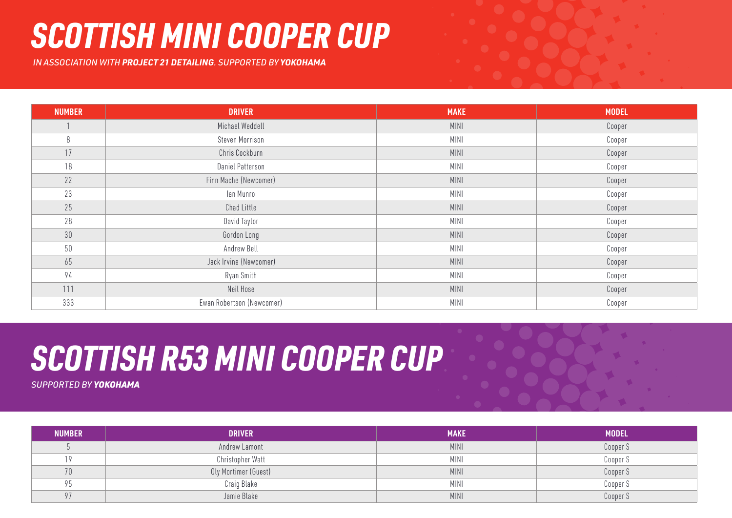# SCOTTISH MINI COOPER CUP

*IN ASSOCIATION WITH **PROJECT 21 DETAILING**. SUPPORTED BY **YOKOHAMA***

| NUMBER | DRIVER | MAKE | MODEL |
|---|---|---|---|
| 1 | Michael Weddell | MINI | Cooper |
| 8 | Steven Morrison | MINI | Cooper |
| 17 | Chris Cockburn | MINI | Cooper |
| 18 | Daniel Patterson | MINI | Cooper |
| 22 | Finn Mache (Newcomer) | MINI | Cooper |
| 23 | Ian Munro | MINI | Cooper |
| 25 | Chad Little | MINI | Cooper |
| 28 | David Taylor | MINI | Cooper |
| 30 | Gordon Long | MINI | Cooper |
| 50 | Andrew Bell | MINI | Cooper |
| 65 | Jack Irvine (Newcomer) | MINI | Cooper |
| 94 | Ryan Smith | MINI | Cooper |
| 111 | Neil Hose | MINI | Cooper |
| 333 | Ewan Robertson (Newcomer) | MINI | Cooper |

# SCOTTISH R53 MINI COOPER CUP

*SUPPORTED BY **YOKOHAMA***

| NUMBER | DRIVER | MAKE | MODEL |
|---|---|---|---|
| 5 | Andrew Lamont | MINI | Cooper S |
| 19 | Christopher Watt | MINI | Cooper S |
| 70 | Oly Mortimer (Guest) | MINI | Cooper S |
| 95 | Craig Blake | MINI | Cooper S |
| 97 | Jamie Blake | MINI | Cooper S |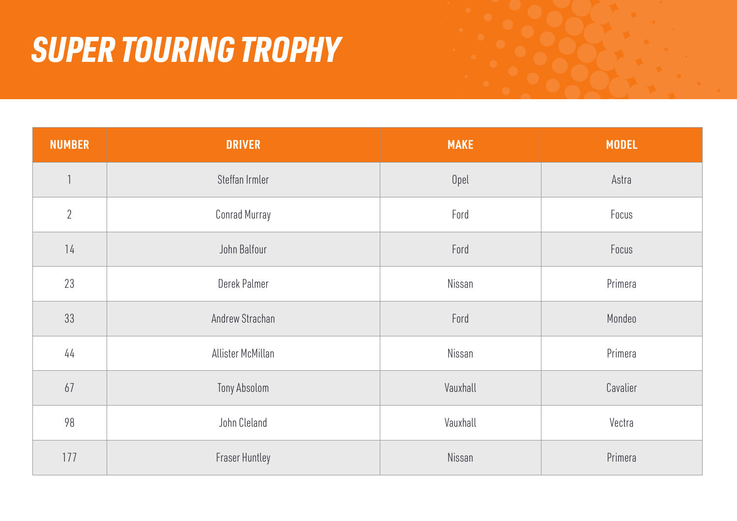# SUPER TOURING TROPHY

| NUMBER | DRIVER | MAKE | MODEL |
|---|---|---|---|
| 1 | Steffan Irmler | Opel | Astra |
| 2 | Conrad Murray | Ford | Focus |
| 14 | John Balfour | Ford | Focus |
| 23 | Derek Palmer | Nissan | Primera |
| 33 | Andrew Strachan | Ford | Mondeo |
| 44 | Allister McMillan | Nissan | Primera |
| 67 | Tony Absolom | Vauxhall | Cavalier |
| 98 | John Cleland | Vauxhall | Vectra |
| 177 | Fraser Huntley | Nissan | Primera |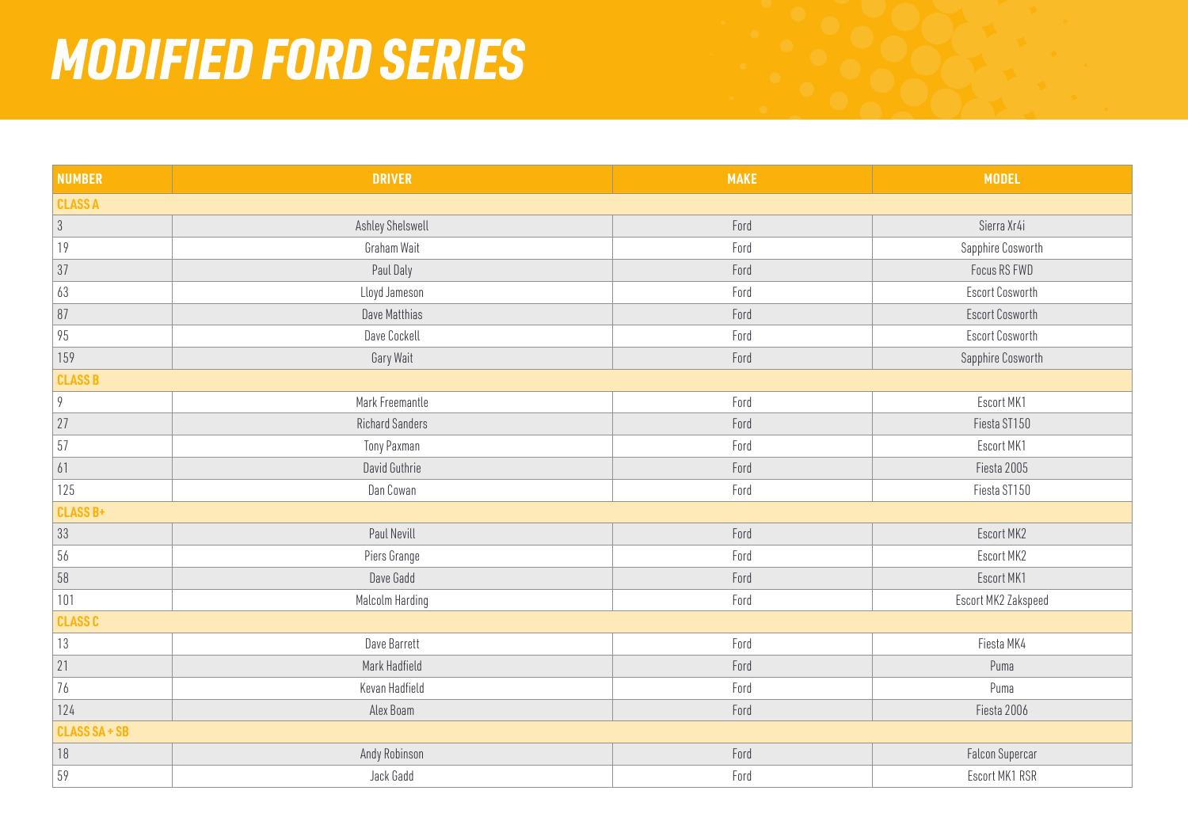# MODIFIED FORD SERIES

| NUMBER | DRIVER | MAKE | MODEL |
|---|---|---|---|
| **CLASS A** | | | |
| 3 | Ashley Shelswell | Ford | Sierra Xr4i |
| 19 | Graham Wait | Ford | Sapphire Cosworth |
| 37 | Paul Daly | Ford | Focus RS FWD |
| 63 | Lloyd Jameson | Ford | Escort Cosworth |
| 87 | Dave Matthias | Ford | Escort Cosworth |
| 95 | Dave Cockell | Ford | Escort Cosworth |
| 159 | Gary Wait | Ford | Sapphire Cosworth |
| **CLASS B** | | | |
| 9 | Mark Freemantle | Ford | Escort MK1 |
| 27 | Richard Sanders | Ford | Fiesta ST150 |
| 57 | Tony Paxman | Ford | Escort MK1 |
| 61 | David Guthrie | Ford | Fiesta 2005 |
| 125 | Dan Cowan | Ford | Fiesta ST150 |
| **CLASS B+** | | | |
| 33 | Paul Nevill | Ford | Escort MK2 |
| 56 | Piers Grange | Ford | Escort MK2 |
| 58 | Dave Gadd | Ford | Escort MK1 |
| 101 | Malcolm Harding | Ford | Escort MK2 Zakspeed |
| **CLASS C** | | | |
| 13 | Dave Barrett | Ford | Fiesta MK4 |
| 21 | Mark Hadfield | Ford | Puma |
| 76 | Kevan Hadfield | Ford | Puma |
| 124 | Alex Boam | Ford | Fiesta 2006 |
| **CLASS SA + SB** | | | |
| 18 | Andy Robinson | Ford | Falcon Supercar |
| 59 | Jack Gadd | Ford | Escort MK1 RSR |